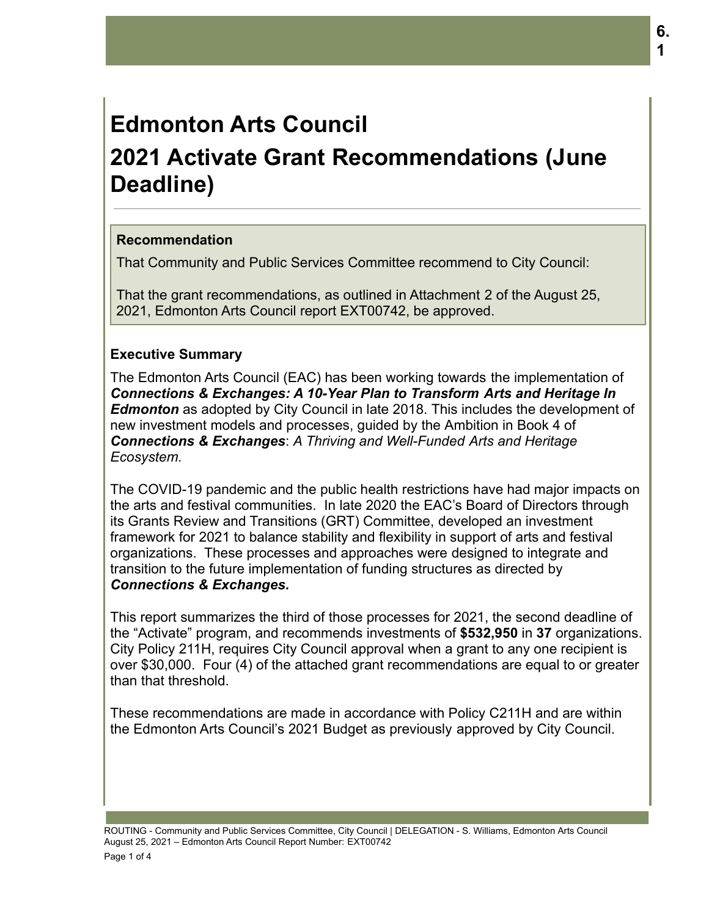# Edmonton Arts Council

# 2021 Activate Grant Recommendations (June Deadline)

---

### Recommendation

That Community and Public Services Committee recommend to City Council:

That the grant recommendations, as outlined in Attachment 2 of the August 25, 2021, Edmonton Arts Council report EXT00742, be approved.

### Executive Summary

The Edmonton Arts Council (EAC) has been working towards the implementation of ***Connections & Exchanges: A 10-Year Plan to Transform Arts and Heritage In Edmonton*** as adopted by City Council in late 2018. This includes the development of new investment models and processes, guided by the Ambition in Book 4 of ***Connections & Exchanges***: *A Thriving and Well-Funded Arts and Heritage Ecosystem.*

The COVID-19 pandemic and the public health restrictions have had major impacts on the arts and festival communities. In late 2020 the EAC's Board of Directors through its Grants Review and Transitions (GRT) Committee, developed an investment framework for 2021 to balance stability and flexibility in support of arts and festival organizations. These processes and approaches were designed to integrate and transition to the future implementation of funding structures as directed by ***Connections & Exchanges.***

This report summarizes the third of those processes for 2021, the second deadline of the "Activate" program, and recommends investments of **$532,950** in **37** organizations. City Policy 211H, requires City Council approval when a grant to any one recipient is over $30,000. Four (4) of the attached grant recommendations are equal to or greater than that threshold.

These recommendations are made in accordance with Policy C211H and are within the Edmonton Arts Council's 2021 Budget as previously approved by City Council.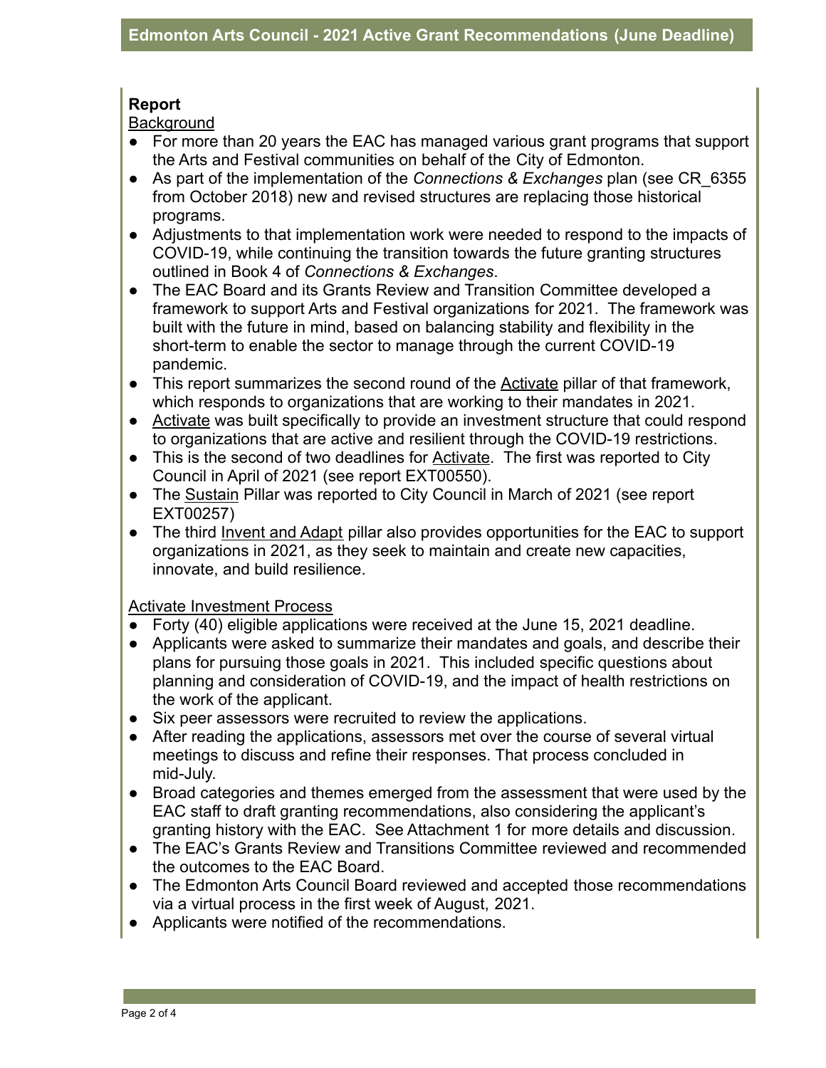## Report

Background

- For more than 20 years the EAC has managed various grant programs that support the Arts and Festival communities on behalf of the City of Edmonton.
- As part of the implementation of the *Connections & Exchanges* plan (see CR_6355 from October 2018) new and revised structures are replacing those historical programs.
- Adjustments to that implementation work were needed to respond to the impacts of COVID-19, while continuing the transition towards the future granting structures outlined in Book 4 of *Connections & Exchanges*.
- The EAC Board and its Grants Review and Transition Committee developed a framework to support Arts and Festival organizations for 2021. The framework was built with the future in mind, based on balancing stability and flexibility in the short-term to enable the sector to manage through the current COVID-19 pandemic.
- This report summarizes the second round of the Activate pillar of that framework, which responds to organizations that are working to their mandates in 2021.
- Activate was built specifically to provide an investment structure that could respond to organizations that are active and resilient through the COVID-19 restrictions.
- This is the second of two deadlines for Activate. The first was reported to City Council in April of 2021 (see report EXT00550).
- The Sustain Pillar was reported to City Council in March of 2021 (see report EXT00257)
- The third Invent and Adapt pillar also provides opportunities for the EAC to support organizations in 2021, as they seek to maintain and create new capacities, innovate, and build resilience.

Activate Investment Process

- Forty (40) eligible applications were received at the June 15, 2021 deadline.
- Applicants were asked to summarize their mandates and goals, and describe their plans for pursuing those goals in 2021. This included specific questions about planning and consideration of COVID-19, and the impact of health restrictions on the work of the applicant.
- Six peer assessors were recruited to review the applications.
- After reading the applications, assessors met over the course of several virtual meetings to discuss and refine their responses. That process concluded in mid-July.
- Broad categories and themes emerged from the assessment that were used by the EAC staff to draft granting recommendations, also considering the applicant's granting history with the EAC. See Attachment 1 for more details and discussion.
- The EAC's Grants Review and Transitions Committee reviewed and recommended the outcomes to the EAC Board.
- The Edmonton Arts Council Board reviewed and accepted those recommendations via a virtual process in the first week of August, 2021.
- Applicants were notified of the recommendations.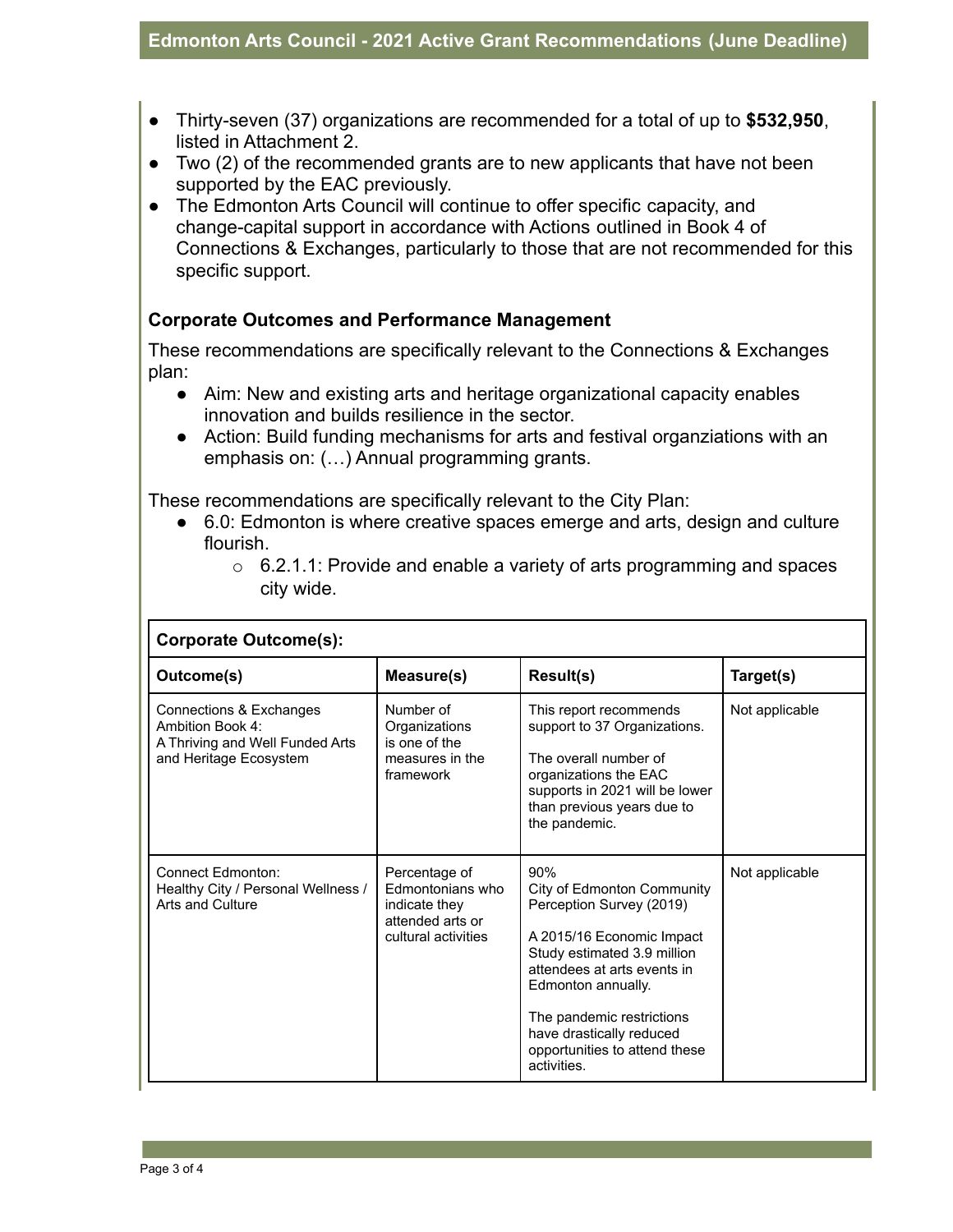- Thirty-seven (37) organizations are recommended for a total of up to **$532,950**, listed in Attachment 2.
- Two (2) of the recommended grants are to new applicants that have not been supported by the EAC previously.
- The Edmonton Arts Council will continue to offer specific capacity, and change-capital support in accordance with Actions outlined in Book 4 of Connections & Exchanges, particularly to those that are not recommended for this specific support.

### Corporate Outcomes and Performance Management

These recommendations are specifically relevant to the Connections & Exchanges plan:

- Aim: New and existing arts and heritage organizational capacity enables innovation and builds resilience in the sector.
- Action: Build funding mechanisms for arts and festival organziations with an emphasis on: (…) Annual programming grants.

These recommendations are specifically relevant to the City Plan:

- 6.0: Edmonton is where creative spaces emerge and arts, design and culture flourish.
  - 6.2.1.1: Provide and enable a variety of arts programming and spaces city wide.

| **Corporate Outcome(s):** | | | |
|---|---|---|---|
| **Outcome(s)** | **Measure(s)** | **Result(s)** | **Target(s)** |
| Connections & Exchanges Ambition Book 4: A Thriving and Well Funded Arts and Heritage Ecosystem | Number of Organizations is one of the measures in the framework | This report recommends support to 37 Organizations.<br><br>The overall number of organizations the EAC supports in 2021 will be lower than previous years due to the pandemic. | Not applicable |
| Connect Edmonton: Healthy City / Personal Wellness / Arts and Culture | Percentage of Edmontonians who indicate they attended arts or cultural activities | 90%<br>City of Edmonton Community Perception Survey (2019)<br><br>A 2015/16 Economic Impact Study estimated 3.9 million attendees at arts events in Edmonton annually.<br><br>The pandemic restrictions have drastically reduced opportunities to attend these activities. | Not applicable |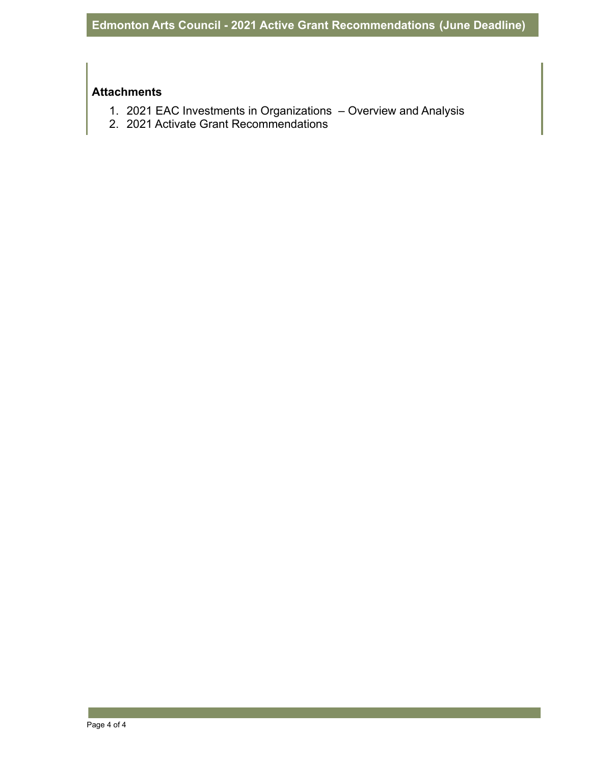### Attachments

1. 2021 EAC Investments in Organizations – Overview and Analysis
2. 2021 Activate Grant Recommendations